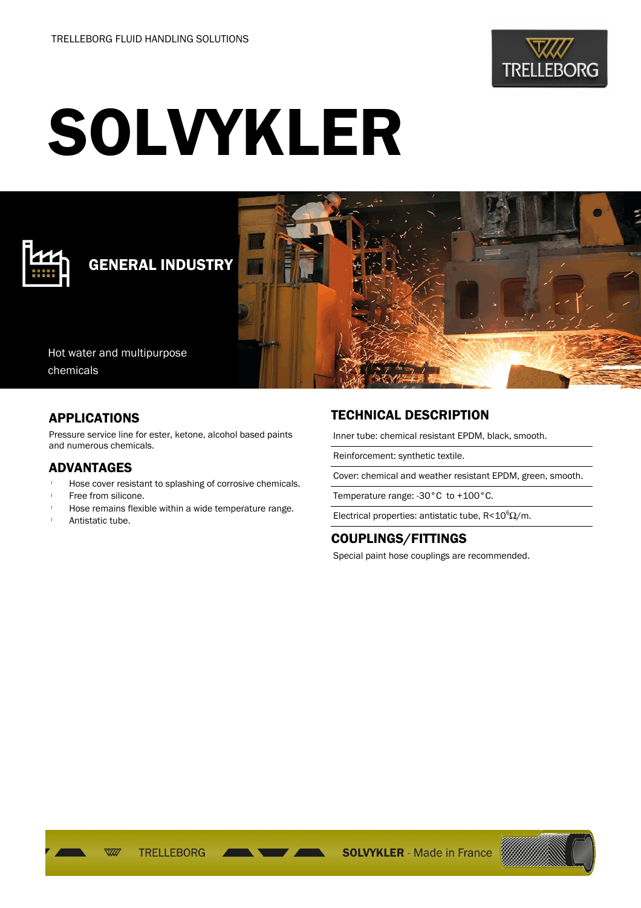TRELLEBORG FLUID HANDLING SOLUTIONS

# SOLVYKLER

## GENERAL INDUSTRY

Hot water and multipurpose chemicals

## APPLICATIONS

Pressure service line for ester, ketone, alcohol based paints and numerous chemicals.

## ADVANTAGES

- Hose cover resistant to splashing of corrosive chemicals.
- Free from silicone.
- Hose remains flexible within a wide temperature range.
- Antistatic tube.

## TECHNICAL DESCRIPTION

Inner tube: chemical resistant EPDM, black, smooth.

Reinforcement: synthetic textile.

Cover: chemical and weather resistant EPDM, green, smooth.

Temperature range: -30°C to +100°C.

Electrical properties: antistatic tube, $R<10^6 \Omega/m$.

## COUPLINGS/FITTINGS

Special paint hose couplings are recommended.

TRELLEBORG **SOLVYKLER** - Made in France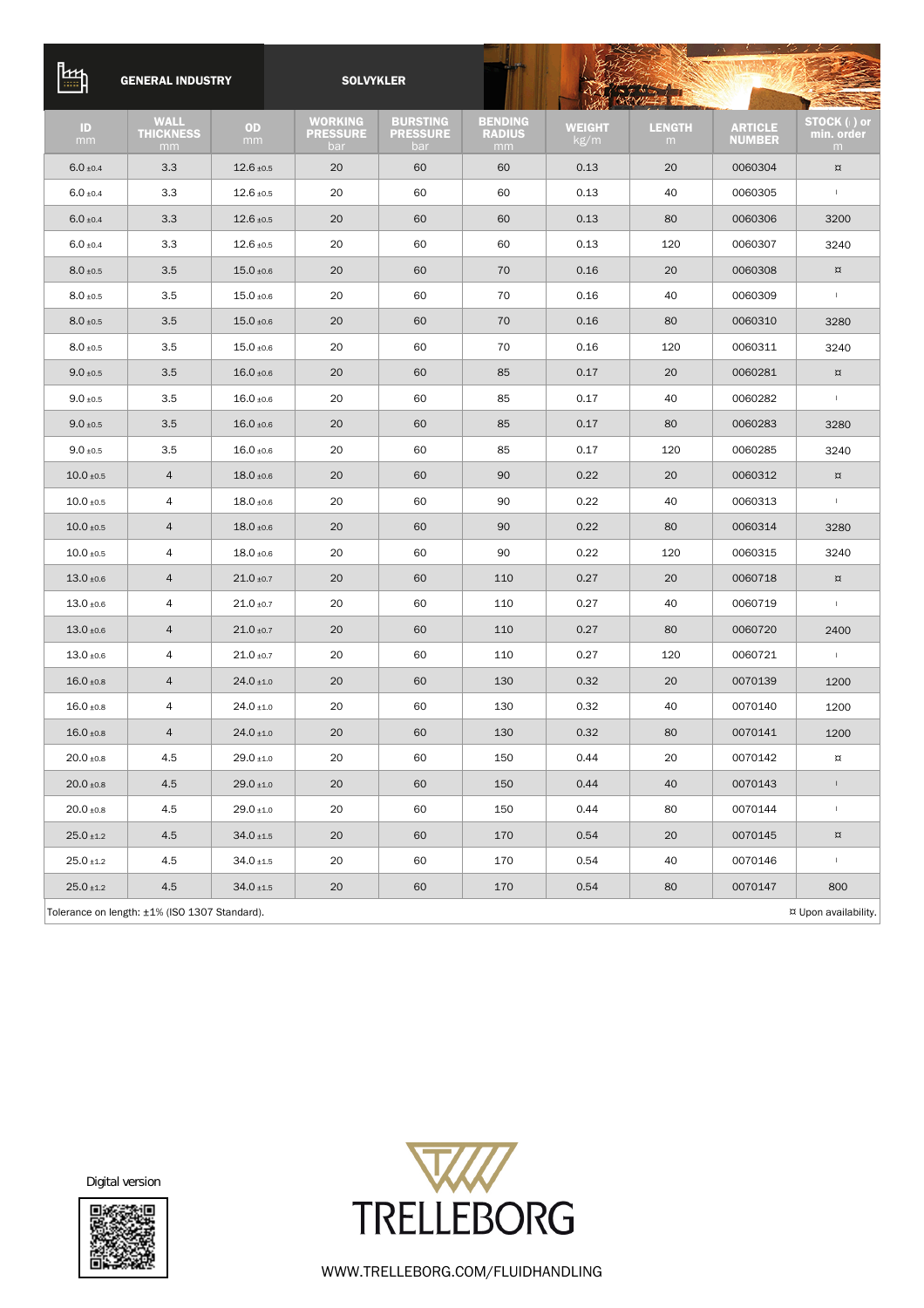GENERAL INDUSTRY

SOLVYKLER

| ID mm | WALL THICKNESS mm | OD mm | WORKING PRESSURE bar | BURSTING PRESSURE bar | BENDING RADIUS mm | WEIGHT kg/m | LENGTH m | ARTICLE NUMBER | STOCK ( ) or min. order m |
|---|---|---|---|---|---|---|---|---|---|
| 6.0 ±0.4 | 3.3 | 12.6 ±0.5 | 20 | 60 | 60 | 0.13 | 20 | 0060304 | ¤ |
| 6.0 ±0.4 | 3.3 | 12.6 ±0.5 | 20 | 60 | 60 | 0.13 | 40 | 0060305 | ꞁ |
| 6.0 ±0.4 | 3.3 | 12.6 ±0.5 | 20 | 60 | 60 | 0.13 | 80 | 0060306 | 3200 |
| 6.0 ±0.4 | 3.3 | 12.6 ±0.5 | 20 | 60 | 60 | 0.13 | 120 | 0060307 | 3240 |
| 8.0 ±0.5 | 3.5 | 15.0 ±0.6 | 20 | 60 | 70 | 0.16 | 20 | 0060308 | ¤ |
| 8.0 ±0.5 | 3.5 | 15.0 ±0.6 | 20 | 60 | 70 | 0.16 | 40 | 0060309 | ꞁ |
| 8.0 ±0.5 | 3.5 | 15.0 ±0.6 | 20 | 60 | 70 | 0.16 | 80 | 0060310 | 3280 |
| 8.0 ±0.5 | 3.5 | 15.0 ±0.6 | 20 | 60 | 70 | 0.16 | 120 | 0060311 | 3240 |
| 9.0 ±0.5 | 3.5 | 16.0 ±0.6 | 20 | 60 | 85 | 0.17 | 20 | 0060281 | ¤ |
| 9.0 ±0.5 | 3.5 | 16.0 ±0.6 | 20 | 60 | 85 | 0.17 | 40 | 0060282 | ꞁ |
| 9.0 ±0.5 | 3.5 | 16.0 ±0.6 | 20 | 60 | 85 | 0.17 | 80 | 0060283 | 3280 |
| 9.0 ±0.5 | 3.5 | 16.0 ±0.6 | 20 | 60 | 85 | 0.17 | 120 | 0060285 | 3240 |
| 10.0 ±0.5 | 4 | 18.0 ±0.6 | 20 | 60 | 90 | 0.22 | 20 | 0060312 | ¤ |
| 10.0 ±0.5 | 4 | 18.0 ±0.6 | 20 | 60 | 90 | 0.22 | 40 | 0060313 | ꞁ |
| 10.0 ±0.5 | 4 | 18.0 ±0.6 | 20 | 60 | 90 | 0.22 | 80 | 0060314 | 3280 |
| 10.0 ±0.5 | 4 | 18.0 ±0.6 | 20 | 60 | 90 | 0.22 | 120 | 0060315 | 3240 |
| 13.0 ±0.6 | 4 | 21.0 ±0.7 | 20 | 60 | 110 | 0.27 | 20 | 0060718 | ¤ |
| 13.0 ±0.6 | 4 | 21.0 ±0.7 | 20 | 60 | 110 | 0.27 | 40 | 0060719 | ꞁ |
| 13.0 ±0.6 | 4 | 21.0 ±0.7 | 20 | 60 | 110 | 0.27 | 80 | 0060720 | 2400 |
| 13.0 ±0.6 | 4 | 21.0 ±0.7 | 20 | 60 | 110 | 0.27 | 120 | 0060721 | ꞁ |
| 16.0 ±0.8 | 4 | 24.0 ±1.0 | 20 | 60 | 130 | 0.32 | 20 | 0070139 | 1200 |
| 16.0 ±0.8 | 4 | 24.0 ±1.0 | 20 | 60 | 130 | 0.32 | 40 | 0070140 | 1200 |
| 16.0 ±0.8 | 4 | 24.0 ±1.0 | 20 | 60 | 130 | 0.32 | 80 | 0070141 | 1200 |
| 20.0 ±0.8 | 4.5 | 29.0 ±1.0 | 20 | 60 | 150 | 0.44 | 20 | 0070142 | ¤ |
| 20.0 ±0.8 | 4.5 | 29.0 ±1.0 | 20 | 60 | 150 | 0.44 | 40 | 0070143 | ꞁ |
| 20.0 ±0.8 | 4.5 | 29.0 ±1.0 | 20 | 60 | 150 | 0.44 | 80 | 0070144 | ꞁ |
| 25.0 ±1.2 | 4.5 | 34.0 ±1.5 | 20 | 60 | 170 | 0.54 | 20 | 0070145 | ¤ |
| 25.0 ±1.2 | 4.5 | 34.0 ±1.5 | 20 | 60 | 170 | 0.54 | 40 | 0070146 | ꞁ |
| 25.0 ±1.2 | 4.5 | 34.0 ±1.5 | 20 | 60 | 170 | 0.54 | 80 | 0070147 | 800 |

Tolerance on length: ±1% (ISO 1307 Standard).

¤ Upon availability.

Digital version

TRELLEBORG

WWW.TRELLEBORG.COM/FLUIDHANDLING